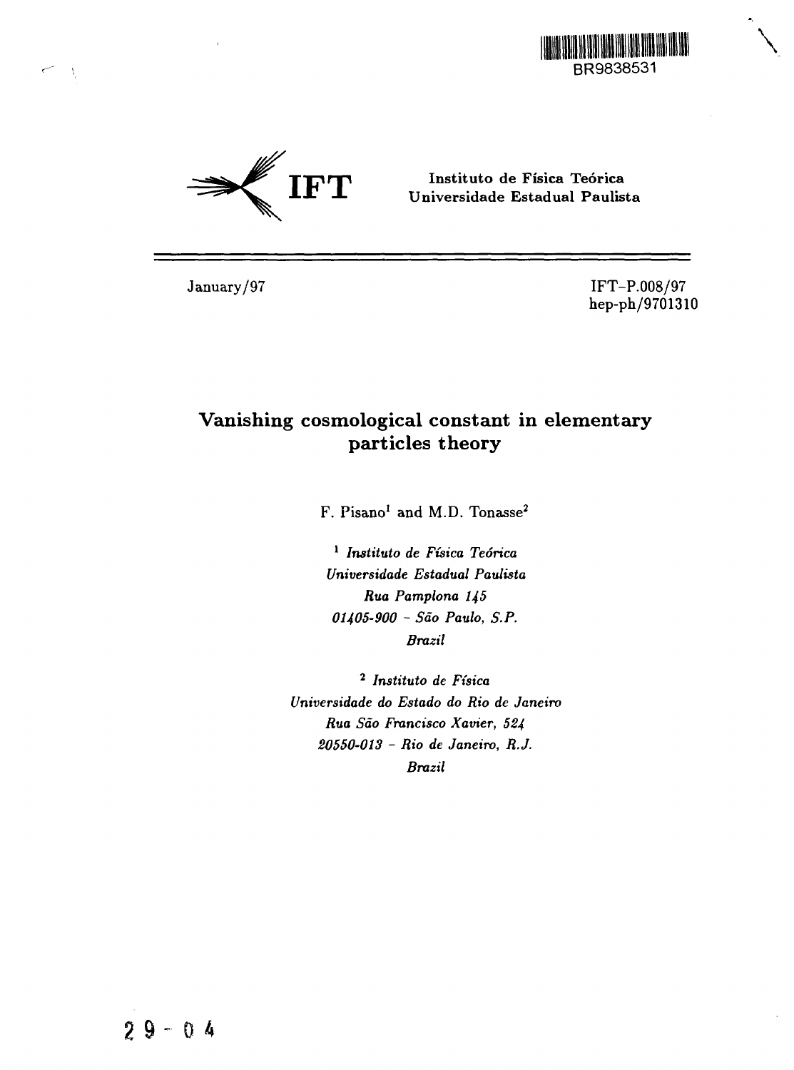BR9838531

**IFT** Instituto de Física Teórica
Universidade Estadual Paulista

January/97

IFT-P.008/97
hep-ph/9701310

# Vanishing cosmological constant in elementary particles theory

F. Pisano[1] and M.D. Tonasse[2]

[1] *Instituto de Física Teórica*
*Universidade Estadual Paulista*
*Rua Pamplona 145*
*01405-900 - São Paulo, S.P.*
*Brazil*

[2] *Instituto de Física*
*Universidade do Estado do Rio de Janeiro*
*Rua São Francisco Xavier, 524*
*20550-013 - Rio de Janeiro, R.J.*
*Brazil*

29-04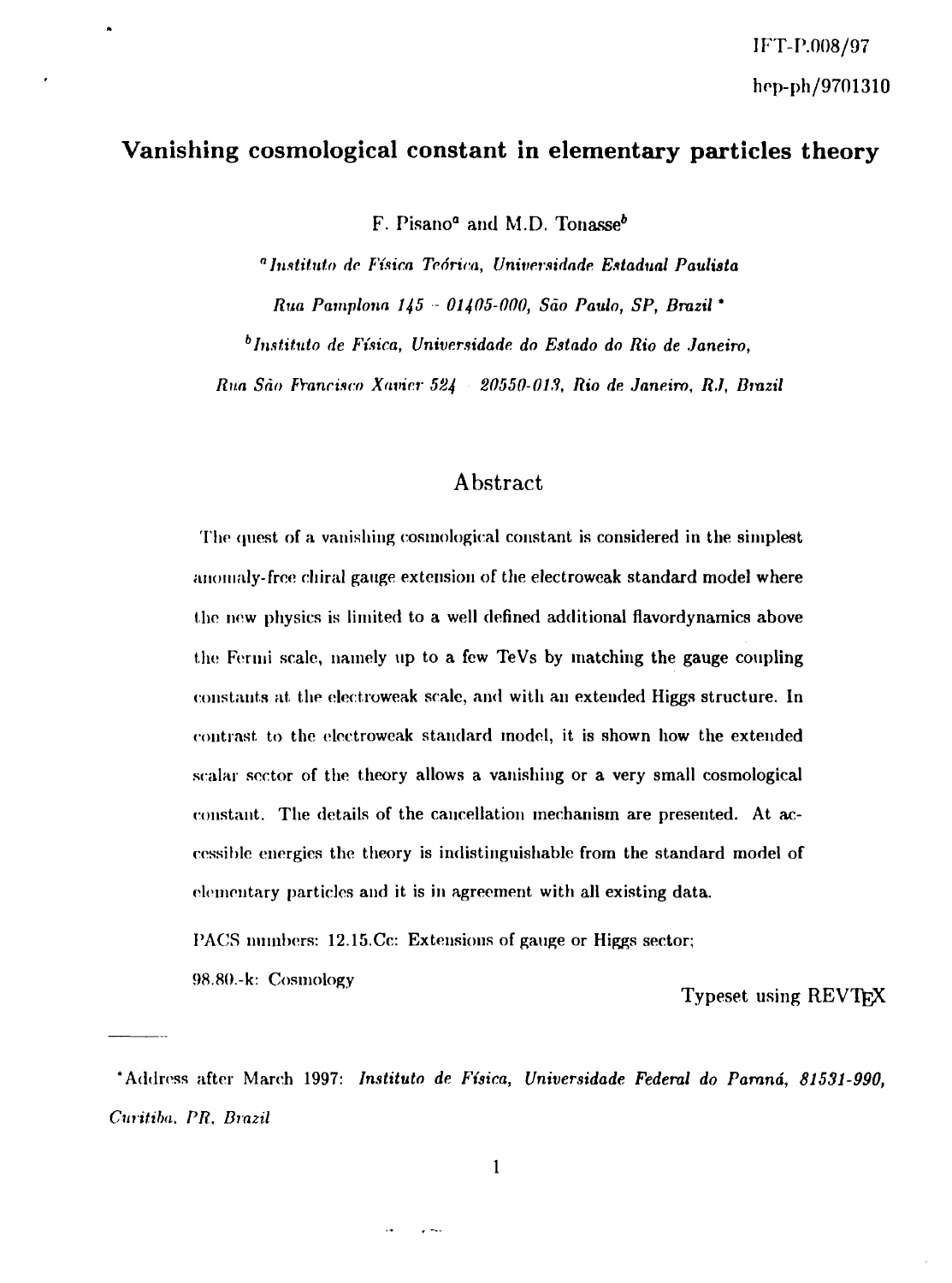IFT-P.008/97

hep-ph/9701310

# Vanishing cosmological constant in elementary particles theory

F. Pisano[a] and M.D. Tonasse[b]

[a] *Instituto de Física Teórica, Universidade Estadual Paulista*
*Rua Pamplona 145 - 01405-000, São Paulo, SP, Brazil* *

[b] *Instituto de Física, Universidade do Estado do Rio de Janeiro,*
*Rua São Francisco Xavier 524 - 20550-013, Rio de Janeiro, RJ, Brazil*

## Abstract

The quest of a vanishing cosmological constant is considered in the simplest anomaly-free chiral gauge extension of the electroweak standard model where the new physics is limited to a well defined additional flavordynamics above the Fermi scale, namely up to a few TeVs by matching the gauge coupling constants at the electroweak scale, and with an extended Higgs structure. In contrast to the electroweak standard model, it is shown how the extended scalar sector of the theory allows a vanishing or a very small cosmological constant. The details of the cancellation mechanism are presented. At accessible energies the theory is indistinguishable from the standard model of elementary particles and it is in agreement with all existing data.

PACS numbers: 12.15.Cc: Extensions of gauge or Higgs sector;
98.80.-k: Cosmology

Typeset using REVTEX

---

*Address after March 1997: *Instituto de Física, Universidade Federal do Paraná, 81531-990, Curitiba, PR, Brazil*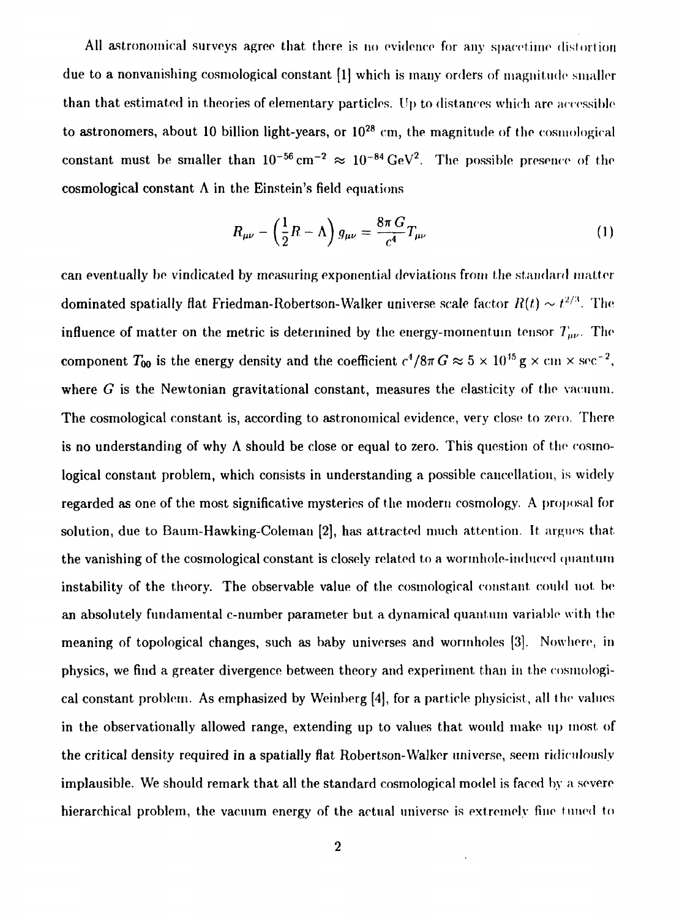All astronomical surveys agree that there is no evidence for any spacetime distortion due to a nonvanishing cosmological constant [1] which is many orders of magnitude smaller than that estimated in theories of elementary particles. Up to distances which are accessible to astronomers, about 10 billion light-years, or $10^{28}$ cm, the magnitude of the cosmological constant must be smaller than $10^{-56}\,\mathrm{cm}^{-2} \approx 10^{-84}\,\mathrm{GeV}^2$. The possible presence of the cosmological constant $\Lambda$ in the Einstein's field equations

$$R_{\mu\nu} - \left(\frac{1}{2}R - \Lambda\right) g_{\mu\nu} = \frac{8\pi G}{c^4} T_{\mu\nu} \tag{1}$$

can eventually be vindicated by measuring exponential deviations from the standard matter dominated spatially flat Friedman-Robertson-Walker universe scale factor $R(t) \sim t^{2/3}$. The influence of matter on the metric is determined by the energy-momentum tensor $T_{\mu\nu}$. The component $T_{00}$ is the energy density and the coefficient $c^4/8\pi G \approx 5 \times 10^{15}\,\mathrm{g} \times \mathrm{cm} \times \mathrm{sec}^{-2}$, where $G$ is the Newtonian gravitational constant, measures the elasticity of the vacuum. The cosmological constant is, according to astronomical evidence, very close to zero. There is no understanding of why $\Lambda$ should be close or equal to zero. This question of the cosmological constant problem, which consists in understanding a possible cancellation, is widely regarded as one of the most significative mysteries of the modern cosmology. A proposal for solution, due to Baum-Hawking-Coleman [2], has attracted much attention. It argues that the vanishing of the cosmological constant is closely related to a wormhole-induced quantum instability of the theory. The observable value of the cosmological constant could not be an absolutely fundamental c-number parameter but a dynamical quantum variable with the meaning of topological changes, such as baby universes and wormholes [3]. Nowhere, in physics, we find a greater divergence between theory and experiment than in the cosmological constant problem. As emphasized by Weinberg [4], for a particle physicist, all the values in the observationally allowed range, extending up to values that would make up most of the critical density required in a spatially flat Robertson-Walker universe, seem ridiculously implausible. We should remark that all the standard cosmological model is faced by a severe hierarchical problem, the vacuum energy of the actual universe is extremely fine tuned to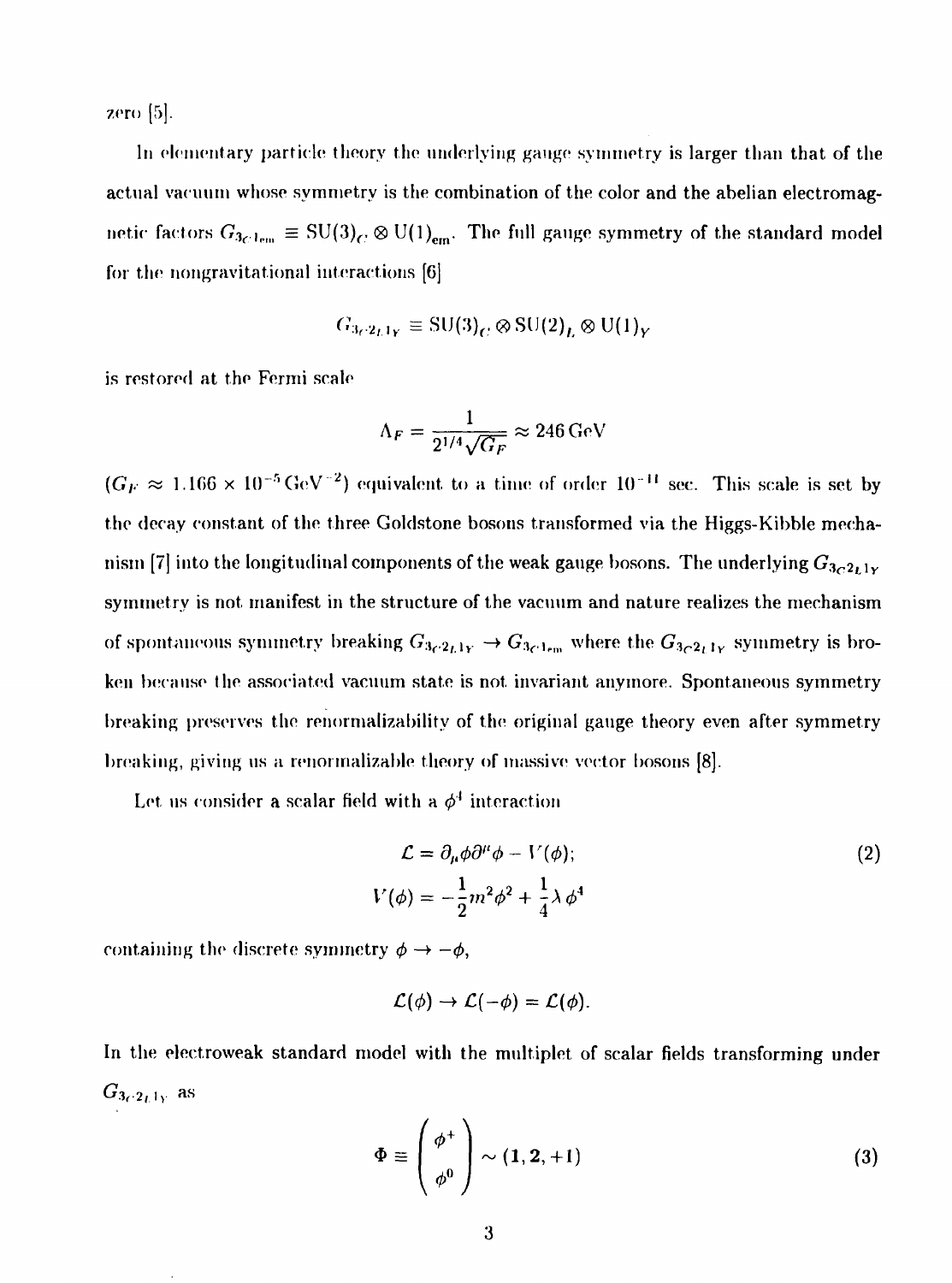zero [5].

In elementary particle theory the underlying gauge symmetry is larger than that of the actual vacuum whose symmetry is the combination of the color and the abelian electromagnetic factors $G_{3_C 1_{em}} \equiv \mathrm{SU}(3)_C \otimes \mathrm{U}(1)_{em}$. The full gauge symmetry of the standard model for the nongravitational interactions [6]

$$G_{3_C 2_L 1_Y} \equiv \mathrm{SU}(3)_C \otimes \mathrm{SU}(2)_L \otimes \mathrm{U}(1)_Y$$

is restored at the Fermi scale

$$\Lambda_F = \frac{1}{2^{1/4}\sqrt{G_F}} \approx 246\,\mathrm{GeV}$$

($G_F \approx 1.166 \times 10^{-5}\,\mathrm{GeV}^{-2}$) equivalent to a time of order $10^{-11}$ sec. This scale is set by the decay constant of the three Goldstone bosons transformed via the Higgs-Kibble mechanism [7] into the longitudinal components of the weak gauge bosons. The underlying $G_{3_C 2_L 1_Y}$ symmetry is not manifest in the structure of the vacuum and nature realizes the mechanism of spontaneous symmetry breaking $G_{3_C 2_L 1_Y} \rightarrow G_{3_C 1_{em}}$ where the $G_{3_C 2_L 1_Y}$ symmetry is broken because the associated vacuum state is not invariant anymore. Spontaneous symmetry breaking preserves the renormalizability of the original gauge theory even after symmetry breaking, giving us a renormalizable theory of massive vector bosons [8].

Let us consider a scalar field with a $\phi^4$ interaction

$$\begin{aligned} \mathcal{L} &= \partial_\mu \phi \partial^\mu \phi - V(\phi); \\ V(\phi) &= -\frac{1}{2} m^2 \phi^2 + \frac{1}{4} \lambda \, \phi^4 \end{aligned} \tag{2}$$

containing the discrete symmetry $\phi \rightarrow -\phi$,

$$\mathcal{L}(\phi) \rightarrow \mathcal{L}(-\phi) = \mathcal{L}(\phi).$$

In the electroweak standard model with the multiplet of scalar fields transforming under $G_{3_C 2_L 1_Y}$ as

$$\Phi \equiv \begin{pmatrix} \phi^+ \\ \phi^0 \end{pmatrix} \sim (\mathbf{1}, \mathbf{2}, +\mathbf{1}) \tag{3}$$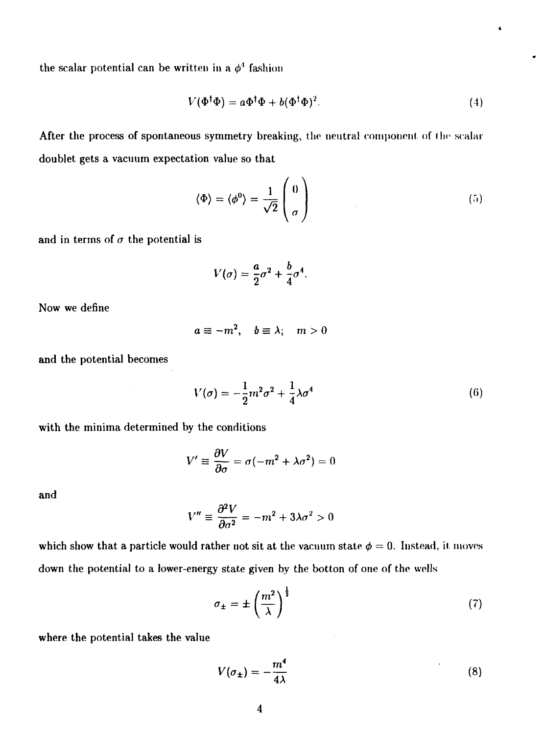the scalar potential can be written in a $\phi^4$ fashion

$$V(\Phi^\dagger\Phi) = a\Phi^\dagger\Phi + b(\Phi^\dagger\Phi)^2. \tag{4}$$

After the process of spontaneous symmetry breaking, the neutral component of the scalar doublet gets a vacuum expectation value so that

$$\langle\Phi\rangle = \langle\phi^0\rangle = \frac{1}{\sqrt{2}}\begin{pmatrix} 0 \\ \sigma \end{pmatrix} \tag{5}$$

and in terms of $\sigma$ the potential is

$$V(\sigma) = \frac{a}{2}\sigma^2 + \frac{b}{4}\sigma^4.$$

Now we define

$$a \equiv -m^2, \quad b \equiv \lambda; \quad m > 0$$

and the potential becomes

$$V(\sigma) = -\frac{1}{2}m^2\sigma^2 + \frac{1}{4}\lambda\sigma^4 \tag{6}$$

with the minima determined by the conditions

$$V' \equiv \frac{\partial V}{\partial \sigma} = \sigma(-m^2 + \lambda\sigma^2) = 0$$

and

$$V'' \equiv \frac{\partial^2 V}{\partial \sigma^2} = -m^2 + 3\lambda\sigma^2 > 0$$

which show that a particle would rather not sit at the vacuum state $\phi = 0$. Instead, it moves down the potential to a lower-energy state given by the botton of one of the wells

$$\sigma_\pm = \pm\left(\frac{m^2}{\lambda}\right)^{\frac{1}{2}} \tag{7}$$

where the potential takes the value

$$V(\sigma_\pm) = -\frac{m^4}{4\lambda} \tag{8}$$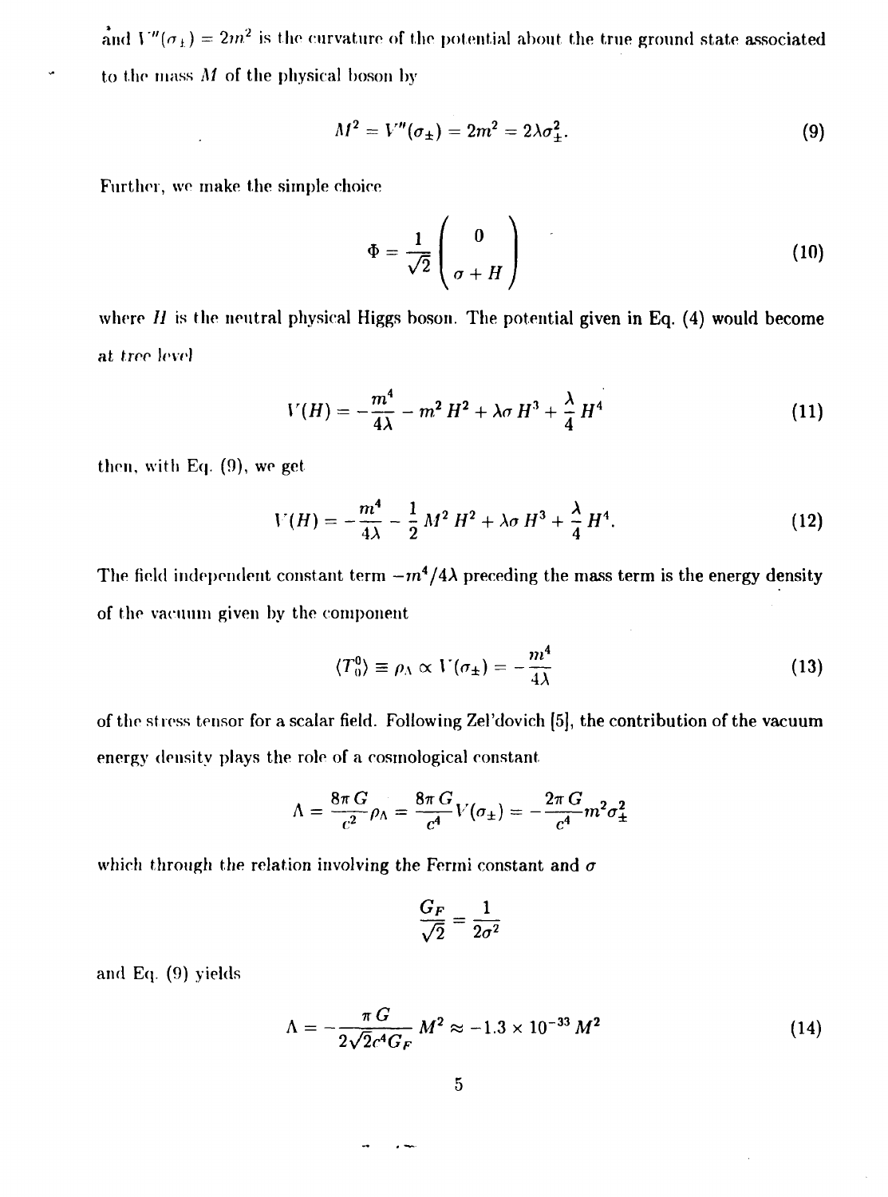and $V''(\sigma_\pm) = 2m^2$ is the curvature of the potential about the true ground state associated to the mass $M$ of the physical boson by

$$M^2 = V''(\sigma_\pm) = 2m^2 = 2\lambda\sigma_\pm^2. \tag{9}$$

Further, we make the simple choice

$$\Phi = \frac{1}{\sqrt{2}} \begin{pmatrix} 0 \\ \sigma + H \end{pmatrix} \tag{10}$$

where $H$ is the neutral physical Higgs boson. The potential given in Eq. (4) would become at tree level

$$V(H) = -\frac{m^4}{4\lambda} - m^2 H^2 + \lambda\sigma H^3 + \frac{\lambda}{4} H^4 \tag{11}$$

then, with Eq. (9), we get

$$V(H) = -\frac{m^4}{4\lambda} - \frac{1}{2} M^2 H^2 + \lambda\sigma H^3 + \frac{\lambda}{4} H^4. \tag{12}$$

The field independent constant term $-m^4/4\lambda$ preceding the mass term is the energy density of the vacuum given by the component

$$\langle T_0^0 \rangle \equiv \rho_\Lambda \propto V(\sigma_\pm) = -\frac{m^4}{4\lambda} \tag{13}$$

of the stress tensor for a scalar field. Following Zel'dovich [5], the contribution of the vacuum energy density plays the role of a cosmological constant

$$\Lambda = \frac{8\pi G}{c^2} \rho_\Lambda = \frac{8\pi G}{c^4} V(\sigma_\pm) = -\frac{2\pi G}{c^4} m^2 \sigma_\pm^2$$

which through the relation involving the Fermi constant and $\sigma$

$$\frac{G_F}{\sqrt{2}} = \frac{1}{2\sigma^2}$$

and Eq. (9) yields

$$\Lambda = -\frac{\pi G}{2\sqrt{2} c^4 G_F} M^2 \approx -1.3 \times 10^{-33} M^2 \tag{14}$$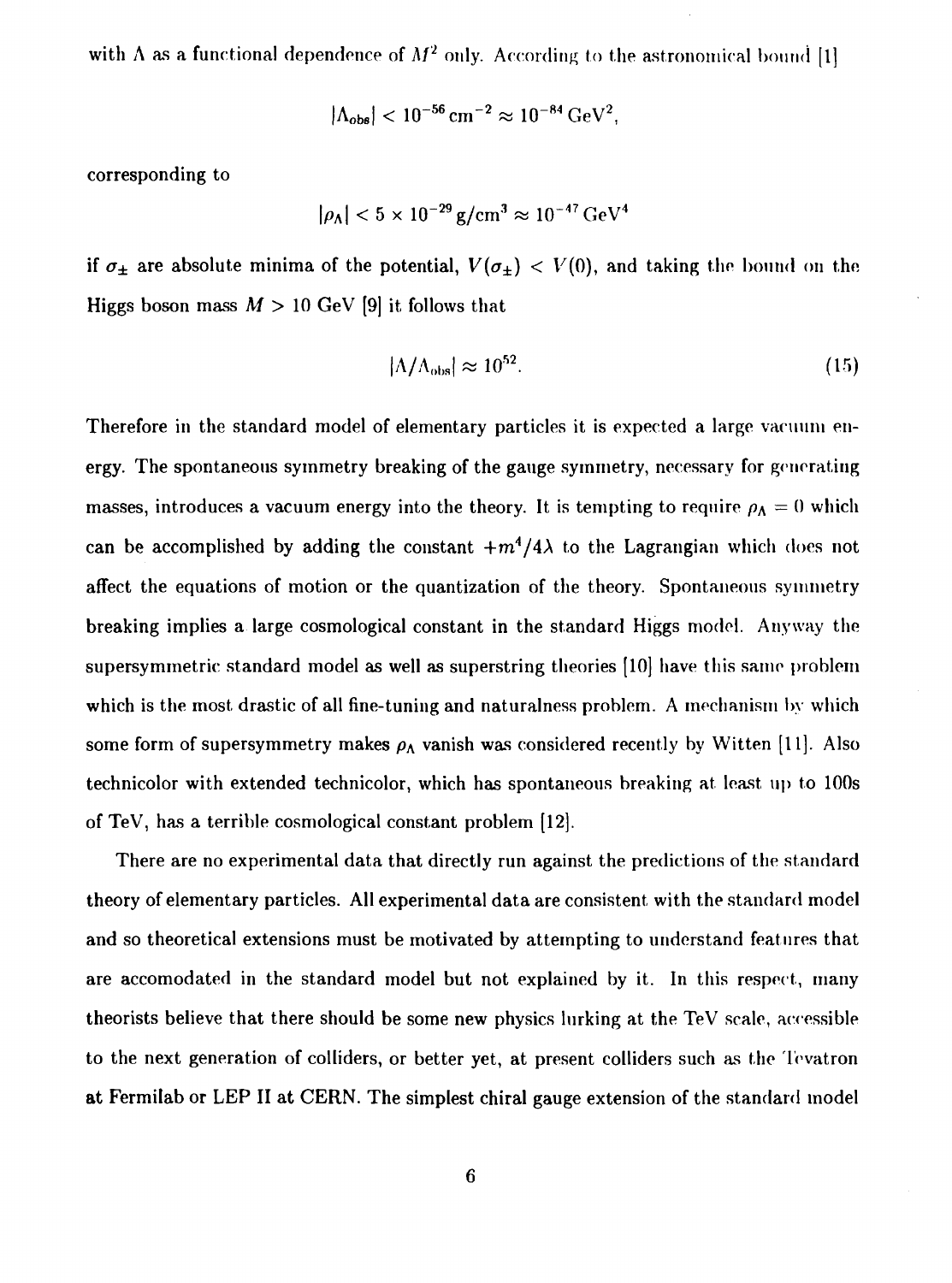with $\Lambda$ as a functional dependence of $M^2$ only. According to the astronomical bound [1]

$$|\Lambda_{obs}| < 10^{-56}\,\mathrm{cm}^{-2} \approx 10^{-84}\,\mathrm{GeV}^2,$$

corresponding to

$$|\rho_\Lambda| < 5 \times 10^{-29}\,\mathrm{g/cm}^3 \approx 10^{-47}\,\mathrm{GeV}^4$$

if $\sigma_\pm$ are absolute minima of the potential, $V(\sigma_\pm) < V(0)$, and taking the bound on the Higgs boson mass $M > 10$ GeV [9] it follows that

$$|\Lambda/\Lambda_{obs}| \approx 10^{52}. \tag{15}$$

Therefore in the standard model of elementary particles it is expected a large vacuum energy. The spontaneous symmetry breaking of the gauge symmetry, necessary for generating masses, introduces a vacuum energy into the theory. It is tempting to require $\rho_\Lambda = 0$ which can be accomplished by adding the constant $+m^4/4\lambda$ to the Lagrangian which does not affect the equations of motion or the quantization of the theory. Spontaneous symmetry breaking implies a large cosmological constant in the standard Higgs model. Anyway the supersymmetric standard model as well as superstring theories [10] have this same problem which is the most drastic of all fine-tuning and naturalness problem. A mechanism by which some form of supersymmetry makes $\rho_\Lambda$ vanish was considered recently by Witten [11]. Also technicolor with extended technicolor, which has spontaneous breaking at least up to 100s of TeV, has a terrible cosmological constant problem [12].

There are no experimental data that directly run against the predictions of the standard theory of elementary particles. All experimental data are consistent with the standard model and so theoretical extensions must be motivated by attempting to understand features that are accomodated in the standard model but not explained by it. In this respect, many theorists believe that there should be some new physics lurking at the TeV scale, accessible to the next generation of colliders, or better yet, at present colliders such as the Tevatron at Fermilab or LEP II at CERN. The simplest chiral gauge extension of the standard model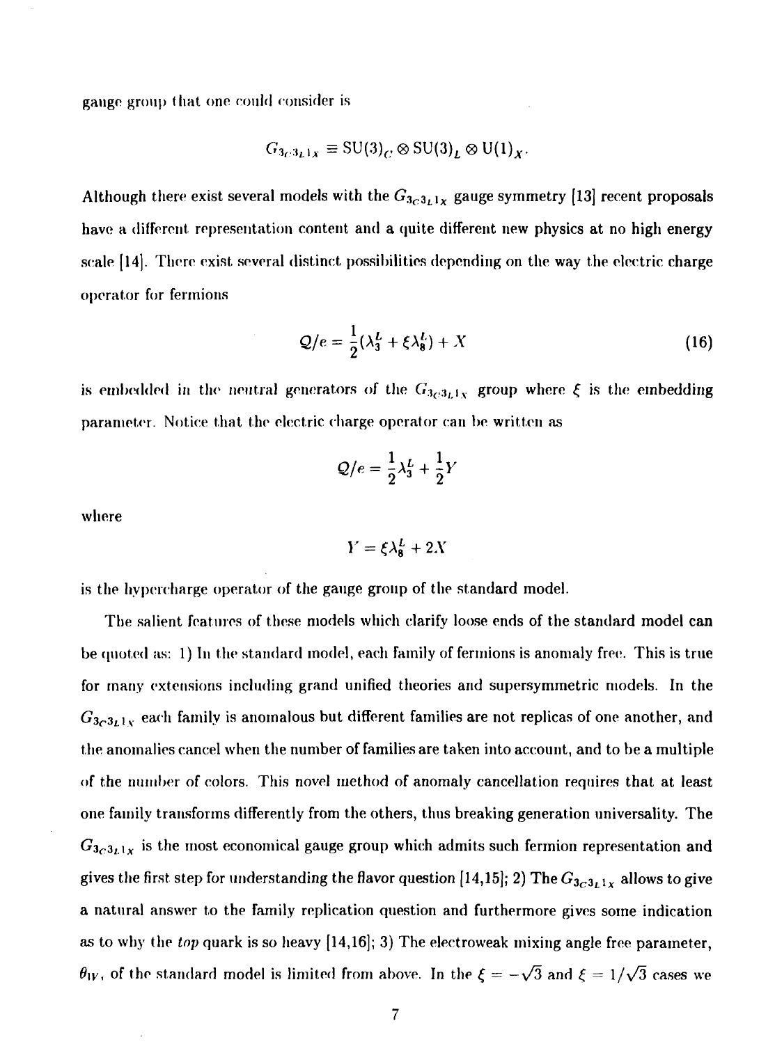gauge group that one could consider is

$$G_{3_C3_L1_X} \equiv \mathrm{SU}(3)_C \otimes \mathrm{SU}(3)_L \otimes \mathrm{U}(1)_X .$$

Although there exist several models with the $G_{3_C3_L1_X}$ gauge symmetry [13] recent proposals have a different representation content and a quite different new physics at no high energy scale [14]. There exist several distinct possibilities depending on the way the electric charge operator for fermions

$$\mathcal{Q}/e = \frac{1}{2}(\lambda_3^L + \xi\lambda_8^L) + X \tag{16}$$

is embedded in the neutral generators of the $G_{3_C3_L1_X}$ group where $\xi$ is the embedding parameter. Notice that the electric charge operator can be written as

$$\mathcal{Q}/e = \frac{1}{2}\lambda_3^L + \frac{1}{2}Y$$

where

$$Y = \xi\lambda_8^L + 2X$$

is the hypercharge operator of the gauge group of the standard model.

The salient features of these models which clarify loose ends of the standard model can be quoted as: 1) In the standard model, each family of fermions is anomaly free. This is true for many extensions including grand unified theories and supersymmetric models. In the $G_{3_C3_L1_X}$ each family is anomalous but different families are not replicas of one another, and the anomalies cancel when the number of families are taken into account, and to be a multiple of the number of colors. This novel method of anomaly cancellation requires that at least one family transforms differently from the others, thus breaking generation universality. The $G_{3_C3_L1_X}$ is the most economical gauge group which admits such fermion representation and gives the first step for understanding the flavor question [14,15]; 2) The $G_{3_C3_L1_X}$ allows to give a natural answer to the family replication question and furthermore gives some indication as to why the *top* quark is so heavy [14,16]; 3) The electroweak mixing angle free parameter, $\theta_W$, of the standard model is limited from above. In the $\xi = -\sqrt{3}$ and $\xi = 1/\sqrt{3}$ cases we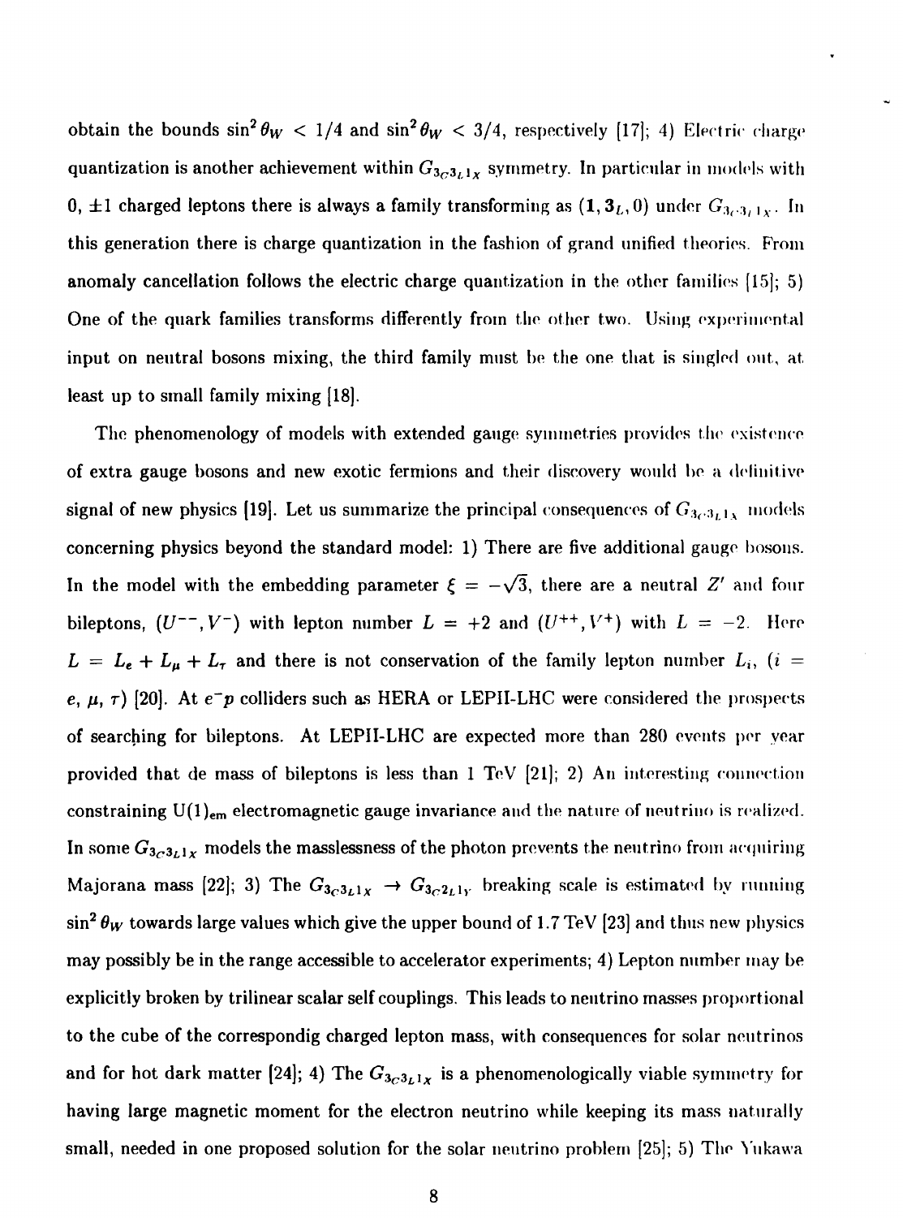obtain the bounds $\sin^2\theta_W < 1/4$ and $\sin^2\theta_W < 3/4$, respectively [17]; 4) Electric charge quantization is another achievement within $G_{3_C 3_L 1_X}$ symmetry. In particular in models with 0, $\pm 1$ charged leptons there is always a family transforming as $(\mathbf{1}, \mathbf{3}_L, 0)$ under $G_{3_C 3_L 1_X}$. In this generation there is charge quantization in the fashion of grand unified theories. From anomaly cancellation follows the electric charge quantization in the other families [15]; 5) One of the quark families transforms differently from the other two. Using experimental input on neutral bosons mixing, the third family must be the one that is singled out, at least up to small family mixing [18].

The phenomenology of models with extended gauge symmetries provides the existence of extra gauge bosons and new exotic fermions and their discovery would be a definitive signal of new physics [19]. Let us summarize the principal consequences of $G_{3_C 3_L 1_X}$ models concerning physics beyond the standard model: 1) There are five additional gauge bosons. In the model with the embedding parameter $\xi = -\sqrt{3}$, there are a neutral $Z'$ and four bileptons, $(U^{--}, V^{-})$ with lepton number $L = +2$ and $(U^{++}, V^{+})$ with $L = -2$. Here $L = L_e + L_\mu + L_\tau$ and there is not conservation of the family lepton number $L_i$, $(i = e,\ \mu,\ \tau)$ [20]. At $e^- p$ colliders such as HERA or LEPII-LHC were considered the prospects of searching for bileptons. At LEPII-LHC are expected more than 280 events per year provided that de mass of bileptons is less than 1 TeV [21]; 2) An interesting connection constraining $\mathrm{U(1)_{em}}$ electromagnetic gauge invariance and the nature of neutrino is realized. In some $G_{3_C 3_L 1_X}$ models the masslessness of the photon prevents the neutrino from acquiring Majorana mass [22]; 3) The $G_{3_C 3_L 1_X} \to G_{3_C 2_L 1_Y}$ breaking scale is estimated by running $\sin^2\theta_W$ towards large values which give the upper bound of 1.7 TeV [23] and thus new physics may possibly be in the range accessible to accelerator experiments; 4) Lepton number may be explicitly broken by trilinear scalar self couplings. This leads to neutrino masses proportional to the cube of the correspondig charged lepton mass, with consequences for solar neutrinos and for hot dark matter [24]; 4) The $G_{3_C 3_L 1_X}$ is a phenomenologically viable symmetry for having large magnetic moment for the electron neutrino while keeping its mass naturally small, needed in one proposed solution for the solar neutrino problem [25]; 5) The Yukawa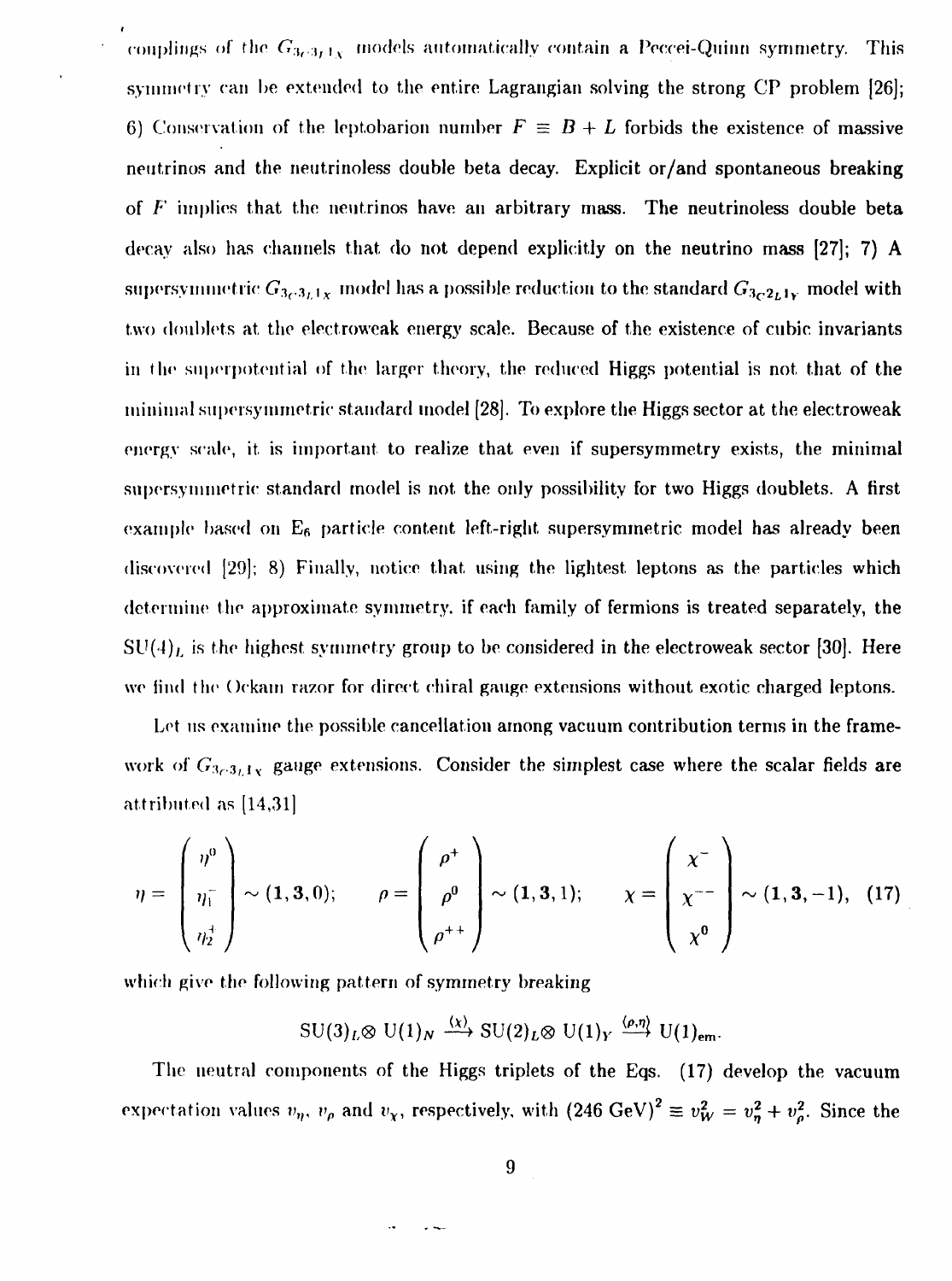couplings of the $G_{3_C 3_L 1_X}$ models automatically contain a Peccei-Quinn symmetry. This symmetry can be extended to the entire Lagrangian solving the strong CP problem [26]; 6) Conservation of the leptobarion number $F \equiv B + L$ forbids the existence of massive neutrinos and the neutrinoless double beta decay. Explicit or/and spontaneous breaking of $F$ implies that the neutrinos have an arbitrary mass. The neutrinoless double beta decay also has channels that do not depend explicitly on the neutrino mass [27]; 7) A supersymmetric $G_{3_C 3_L 1_X}$ model has a possible reduction to the standard $G_{3_C 2_L 1_Y}$ model with two doublets at the electroweak energy scale. Because of the existence of cubic invariants in the superpotential of the larger theory, the reduced Higgs potential is not that of the minimal supersymmetric standard model [28]. To explore the Higgs sector at the electroweak energy scale, it is important to realize that even if supersymmetry exists, the minimal supersymmetric standard model is not the only possibility for two Higgs doublets. A first example based on $E_6$ particle content left-right supersymmetric model has already been discovered [29]; 8) Finally, notice that using the lightest leptons as the particles which determine the approximate symmetry, if each family of fermions is treated separately, the $SU(4)_L$ is the highest symmetry group to be considered in the electroweak sector [30]. Here we find the Ockam razor for direct chiral gauge extensions without exotic charged leptons.

Let us examine the possible cancellation among vacuum contribution terms in the framework of $G_{3_C 3_L 1_X}$ gauge extensions. Consider the simplest case where the scalar fields are attributed as [14,31]

$$
\eta = \begin{pmatrix} \eta^0 \\ \eta_1^- \\ \eta_2^+ \end{pmatrix} \sim (\mathbf{1}, \mathbf{3}, 0); \qquad \rho = \begin{pmatrix} \rho^+ \\ \rho^0 \\ \rho^{++} \end{pmatrix} \sim (\mathbf{1}, \mathbf{3}, 1); \qquad \chi = \begin{pmatrix} \chi^- \\ \chi^{--} \\ \chi^0 \end{pmatrix} \sim (\mathbf{1}, \mathbf{3}, -1), \quad (17)
$$

which give the following pattern of symmetry breaking

$$
SU(3)_L \otimes U(1)_N \xrightarrow{\langle \chi \rangle} SU(2)_L \otimes U(1)_Y \xrightarrow{\langle \rho, \eta \rangle} U(1)_{em}.
$$

The neutral components of the Higgs triplets of the Eqs. (17) develop the vacuum expectation values $v_\eta$, $v_\rho$ and $v_\chi$, respectively, with $(246\ \text{GeV})^2 \equiv v_W^2 = v_\eta^2 + v_\rho^2$. Since the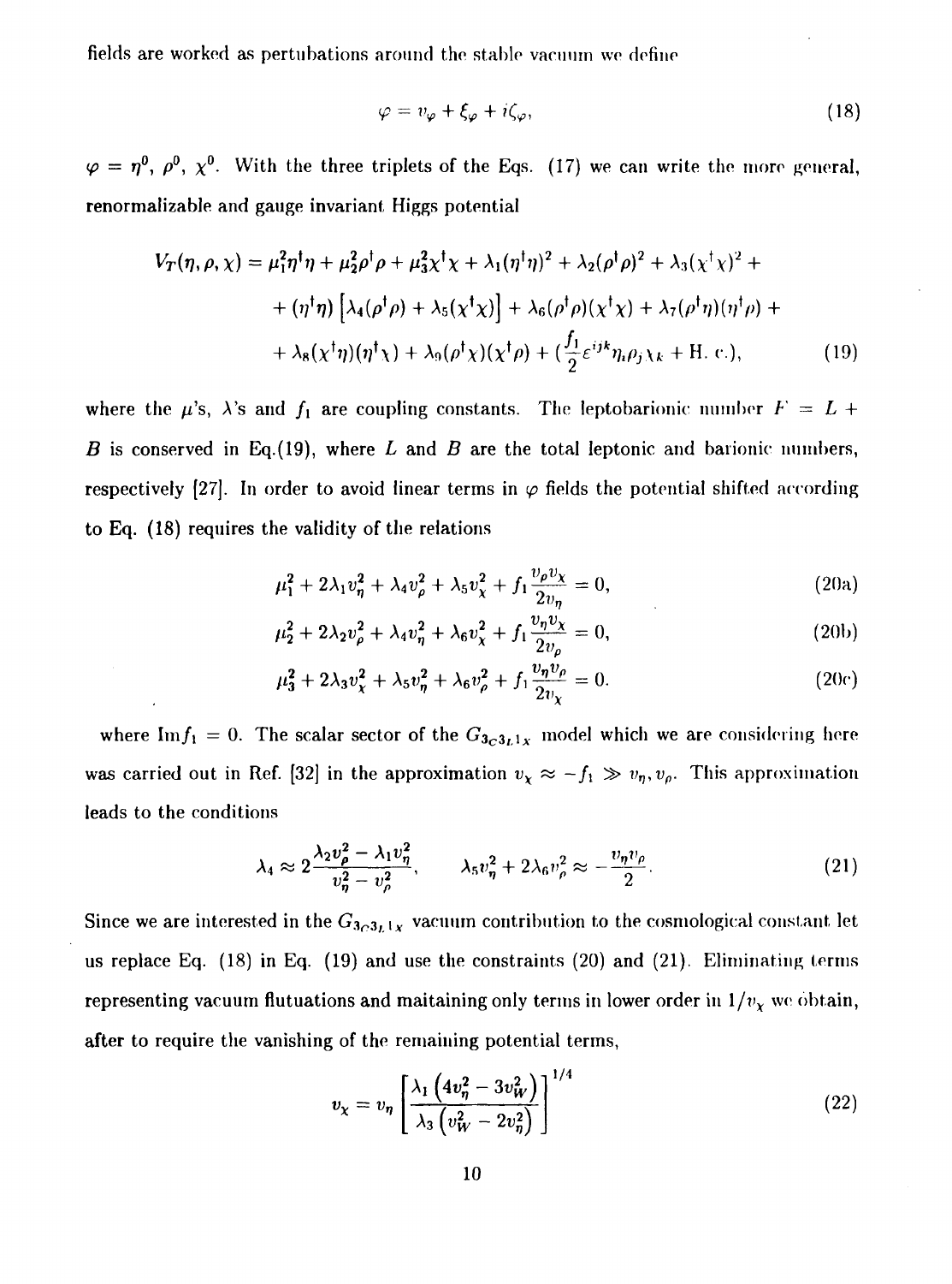fields are worked as pertubations around the stable vacuum we define

$$\varphi = v_\varphi + \xi_\varphi + i\zeta_\varphi, \tag{18}$$

$\varphi = \eta^0,\ \rho^0,\ \chi^0$. With the three triplets of the Eqs. (17) we can write the more general, renormalizable and gauge invariant Higgs potential

$$\begin{aligned}
V_T(\eta,\rho,\chi) &= \mu_1^2\eta^\dagger\eta + \mu_2^2\rho^\dagger\rho + \mu_3^2\chi^\dagger\chi + \lambda_1(\eta^\dagger\eta)^2 + \lambda_2(\rho^\dagger\rho)^2 + \lambda_3(\chi^\dagger\chi)^2 + \\
&+ (\eta^\dagger\eta)\left[\lambda_4(\rho^\dagger\rho) + \lambda_5(\chi^\dagger\chi)\right] + \lambda_6(\rho^\dagger\rho)(\chi^\dagger\chi) + \lambda_7(\rho^\dagger\eta)(\eta^\dagger\rho) + \\
&+ \lambda_8(\chi^\dagger\eta)(\eta^\dagger\chi) + \lambda_9(\rho^\dagger\chi)(\chi^\dagger\rho) + (\frac{f_1}{2}\varepsilon^{ijk}\eta_i\rho_j\chi_k + \text{H. c.}),
\end{aligned} \tag{19}$$

where the $\mu$'s, $\lambda$'s and $f_1$ are coupling constants. The leptobarionic number $F = L + B$ is conserved in Eq.(19), where $L$ and $B$ are the total leptonic and barionic numbers, respectively [27]. In order to avoid linear terms in $\varphi$ fields the potential shifted according to Eq. (18) requires the validity of the relations

$$\mu_1^2 + 2\lambda_1 v_\eta^2 + \lambda_4 v_\rho^2 + \lambda_5 v_\chi^2 + f_1\frac{v_\rho v_\chi}{2v_\eta} = 0, \tag{20a}$$

$$\mu_2^2 + 2\lambda_2 v_\rho^2 + \lambda_4 v_\eta^2 + \lambda_6 v_\chi^2 + f_1\frac{v_\eta v_\chi}{2v_\rho} = 0, \tag{20b}$$

$$\mu_3^2 + 2\lambda_3 v_\chi^2 + \lambda_5 v_\eta^2 + \lambda_6 v_\rho^2 + f_1\frac{v_\eta v_\rho}{2v_\chi} = 0. \tag{20c}$$

where $\text{Im}f_1 = 0$. The scalar sector of the $G_{3_C 3_L 1_X}$ model which we are considering here was carried out in Ref. [32] in the approximation $v_\chi \approx -f_1 \gg v_\eta, v_\rho$. This approximation leads to the conditions

$$\lambda_4 \approx 2\frac{\lambda_2 v_\rho^2 - \lambda_1 v_\eta^2}{v_\eta^2 - v_\rho^2}, \qquad \lambda_5 v_\eta^2 + 2\lambda_6 v_\rho^2 \approx -\frac{v_\eta v_\rho}{2}. \tag{21}$$

Since we are interested in the $G_{3_C 3_L 1_X}$ vacuum contribution to the cosmological constant let us replace Eq. (18) in Eq. (19) and use the constraints (20) and (21). Eliminating terms representing vacuum flutuations and maitaining only terms in lower order in $1/v_\chi$ we obtain, after to require the vanishing of the remaining potential terms,

$$v_\chi = v_\eta\left[\frac{\lambda_1\left(4v_\eta^2 - 3v_W^2\right)}{\lambda_3\left(v_W^2 - 2v_\eta^2\right)}\right]^{1/4} \tag{22}$$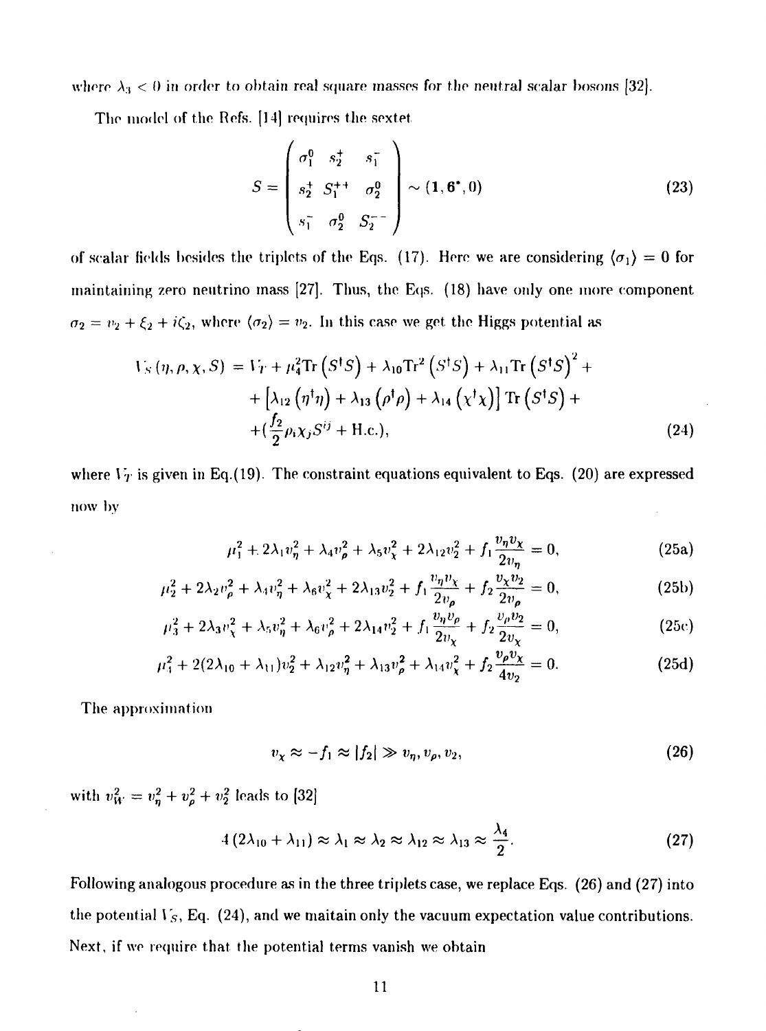where $\lambda_3 < 0$ in order to obtain real square masses for the neutral scalar bosons [32].

The model of the Refs. [14] requires the sextet

$$
S = \begin{pmatrix} \sigma_1^0 & s_2^+ & s_1^- \\ s_2^+ & S_1^{++} & \sigma_2^0 \\ s_1^- & \sigma_2^0 & S_2^{--} \end{pmatrix} \sim (\mathbf{1}, \mathbf{6}^*, 0) \tag{23}
$$

of scalar fields besides the triplets of the Eqs. (17). Here we are considering $\langle \sigma_1 \rangle = 0$ for maintaining zero neutrino mass [27]. Thus, the Eqs. (18) have only one more component $\sigma_2 = v_2 + \xi_2 + i\zeta_2$, where $\langle \sigma_2 \rangle = v_2$. In this case we get the Higgs potential as

$$
\begin{aligned}
V_S(\eta, \rho, \chi, S) = {} & V_T + \mu_4^2 \mathrm{Tr}\left(S^\dagger S\right) + \lambda_{10} \mathrm{Tr}^2\left(S^\dagger S\right) + \lambda_{11} \mathrm{Tr}\left(S^\dagger S\right)^2 + \\
& + \left[\lambda_{12}\left(\eta^\dagger \eta\right) + \lambda_{13}\left(\rho^\dagger \rho\right) + \lambda_{14}\left(\chi^\dagger \chi\right)\right] \mathrm{Tr}\left(S^\dagger S\right) + \\
& + \left(\frac{f_2}{2} \rho_i \chi_j S^{ij} + \text{H.c.}\right),
\end{aligned} \tag{24}
$$

where $V_T$ is given in Eq.(19). The constraint equations equivalent to Eqs. (20) are expressed now by

$$
\mu_1^2 + 2\lambda_1 v_\eta^2 + \lambda_4 v_\rho^2 + \lambda_5 v_\chi^2 + 2\lambda_{12} v_2^2 + f_1 \frac{v_\eta v_\chi}{2v_\eta} = 0, \tag{25a}
$$

$$
\mu_2^2 + 2\lambda_2 v_\rho^2 + \lambda_4 v_\eta^2 + \lambda_6 v_\chi^2 + 2\lambda_{13} v_2^2 + f_1 \frac{v_\eta v_\chi}{2v_\rho} + f_2 \frac{v_\chi v_2}{2v_\rho} = 0, \tag{25b}
$$

$$
\mu_3^2 + 2\lambda_3 v_\chi^2 + \lambda_5 v_\eta^2 + \lambda_6 v_\rho^2 + 2\lambda_{14} v_2^2 + f_1 \frac{v_\eta v_\rho}{2v_\chi} + f_2 \frac{v_\rho v_2}{2v_\chi} = 0, \tag{25c}
$$

$$
\mu_4^2 + 2(2\lambda_{10} + \lambda_{11}) v_2^2 + \lambda_{12} v_\eta^2 + \lambda_{13} v_\rho^2 + \lambda_{14} v_\chi^2 + f_2 \frac{v_\rho v_\chi}{4v_2} = 0. \tag{25d}
$$

The approximation

$$
v_\chi \approx -f_1 \approx |f_2| \gg v_\eta, v_\rho, v_2, \tag{26}
$$

with $v_W^2 = v_\eta^2 + v_\rho^2 + v_2^2$ leads to [32]

$$
4\left(2\lambda_{10} + \lambda_{11}\right) \approx \lambda_1 \approx \lambda_2 \approx \lambda_{12} \approx \lambda_{13} \approx \frac{\lambda_4}{2}. \tag{27}
$$

Following analogous procedure as in the three triplets case, we replace Eqs. (26) and (27) into the potential $V_S$, Eq. (24), and we maitain only the vacuum expectation value contributions. Next, if we require that the potential terms vanish we obtain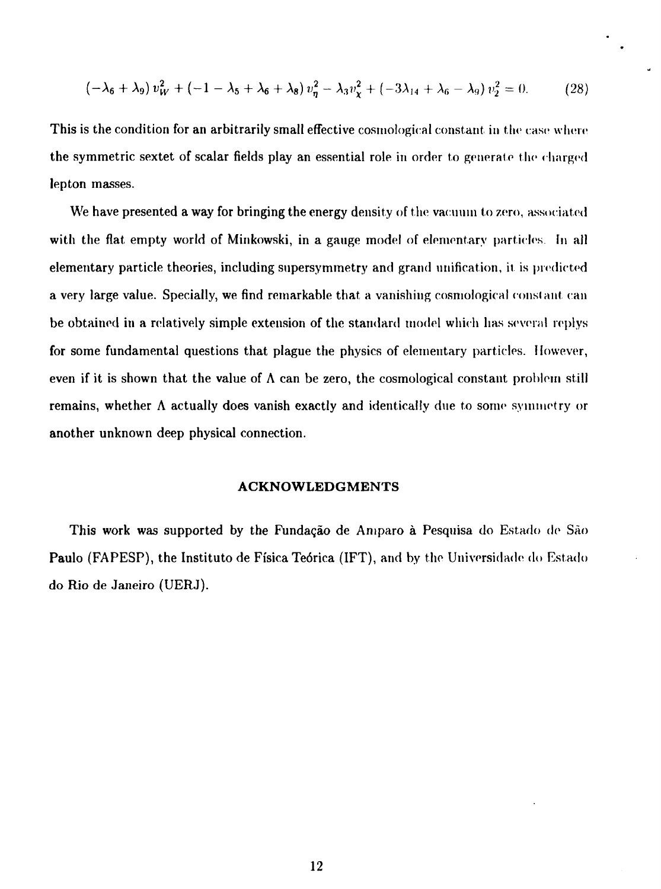$$(-\lambda_6 + \lambda_9)\, v_W^2 + (-1 - \lambda_5 + \lambda_6 + \lambda_8)\, v_\eta^2 - \lambda_3 v_\chi^2 + (-3\lambda_{14} + \lambda_6 - \lambda_9)\, v_2^2 = 0. \qquad (28)$$

This is the condition for an arbitrarily small effective cosmological constant in the case where the symmetric sextet of scalar fields play an essential role in order to generate the charged lepton masses.

We have presented a way for bringing the energy density of the vacuum to zero, associated with the flat empty world of Minkowski, in a gauge model of elementary particles. In all elementary particle theories, including supersymmetry and grand unification, it is predicted a very large value. Specially, we find remarkable that a vanishing cosmological constant can be obtained in a relatively simple extension of the standard model which has several replys for some fundamental questions that plague the physics of elementary particles. However, even if it is shown that the value of $\Lambda$ can be zero, the cosmological constant problem still remains, whether $\Lambda$ actually does vanish exactly and identically due to some symmetry or another unknown deep physical connection.

## ACKNOWLEDGMENTS

This work was supported by the Fundação de Amparo à Pesquisa do Estado de São Paulo (FAPESP), the Instituto de Física Teórica (IFT), and by the Universidade do Estado do Rio de Janeiro (UERJ).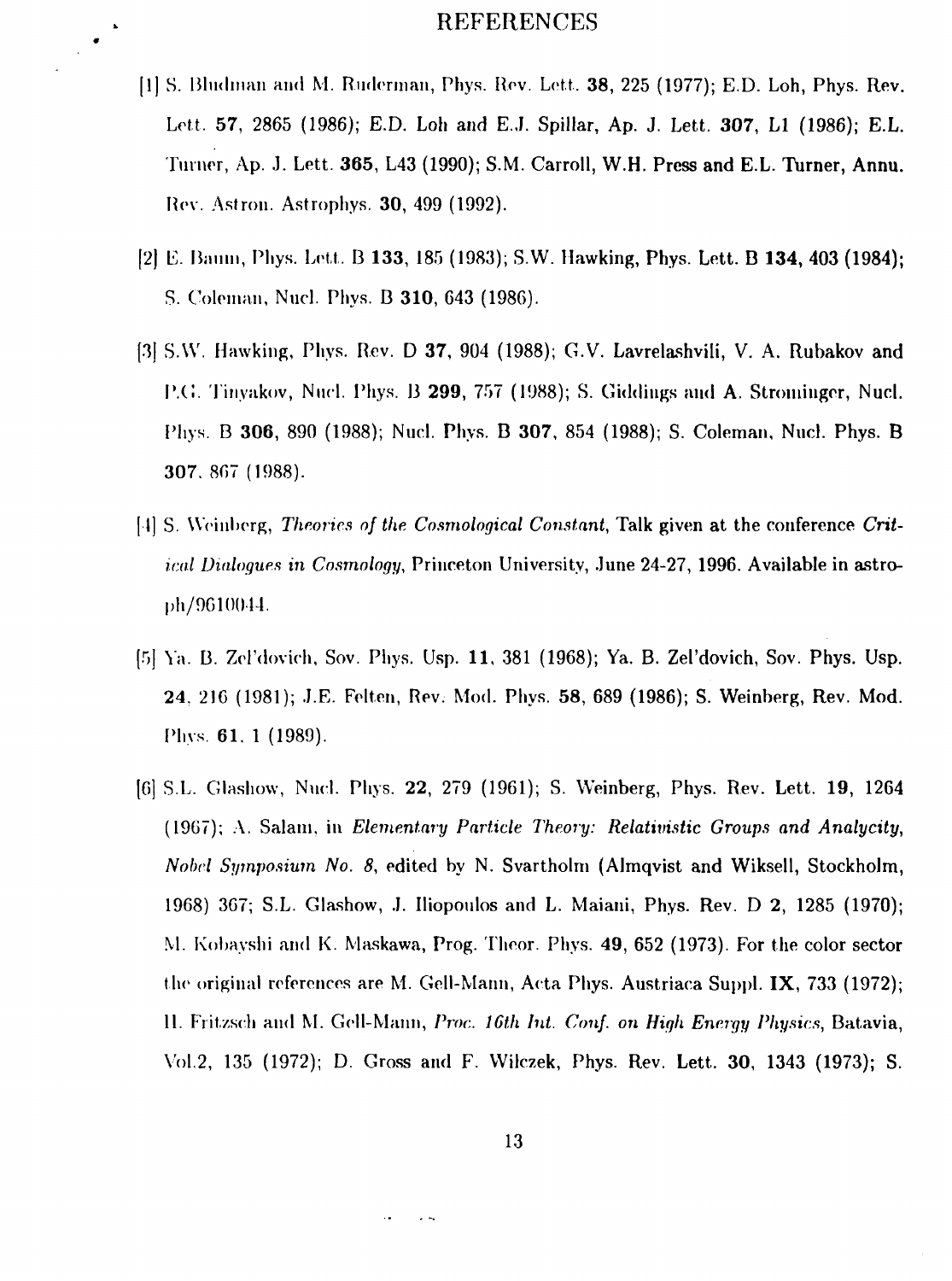# REFERENCES

[1] S. Bludman and M. Ruderman, Phys. Rev. Lett. **38**, 225 (1977); E.D. Loh, Phys. Rev. Lett. **57**, 2865 (1986); E.D. Loh and E.J. Spillar, Ap. J. Lett. **307**, L1 (1986); E.L. Turner, Ap. J. Lett. **365**, L43 (1990); S.M. Carroll, W.H. Press and E.L. Turner, Annu. Rev. Astron. Astrophys. **30**, 499 (1992).

[2] E. Baum, Phys. Lett. B **133**, 185 (1983); S.W. Hawking, Phys. Lett. B **134**, 403 (1984); S. Coleman, Nucl. Phys. B **310**, 643 (1986).

[3] S.W. Hawking, Phys. Rev. D **37**, 904 (1988); G.V. Lavrelashvili, V. A. Rubakov and P.G. Tinyakov, Nucl. Phys. B **299**, 757 (1988); S. Giddings and A. Strominger, Nucl. Phys. B **306**, 890 (1988); Nucl. Phys. B **307**, 854 (1988); S. Coleman, Nucl. Phys. B **307**, 867 (1988).

[4] S. Weinberg, *Theories of the Cosmological Constant*, Talk given at the conference *Critical Dialogues in Cosmology*, Princeton University, June 24-27, 1996. Available in astro-ph/9610044.

[5] Ya. B. Zel'dovich, Sov. Phys. Usp. **11**, 381 (1968); Ya. B. Zel'dovich, Sov. Phys. Usp. **24**, 216 (1981); J.E. Felten, Rev. Mod. Phys. **58**, 689 (1986); S. Weinberg, Rev. Mod. Phys. **61**, 1 (1989).

[6] S.L. Glashow, Nucl. Phys. **22**, 279 (1961); S. Weinberg, Phys. Rev. Lett. **19**, 1264 (1967); A. Salam, in *Elementary Particle Theory: Relativistic Groups and Analycity, Nobel Symposium No. 8*, edited by N. Svartholm (Almqvist and Wiksell, Stockholm, 1968) 367; S.L. Glashow, J. Iliopoulos and L. Maiani, Phys. Rev. D **2**, 1285 (1970); M. Kobayshi and K. Maskawa, Prog. Theor. Phys. **49**, 652 (1973). For the color sector the original references are M. Gell-Mann, Acta Phys. Austriaca Suppl. **IX**, 733 (1972); H. Fritzsch and M. Gell-Mann, *Proc. 16th Int. Conf. on High Energy Physics*, Batavia, Vol.2, 135 (1972); D. Gross and F. Wilczek, Phys. Rev. Lett. **30**, 1343 (1973); S.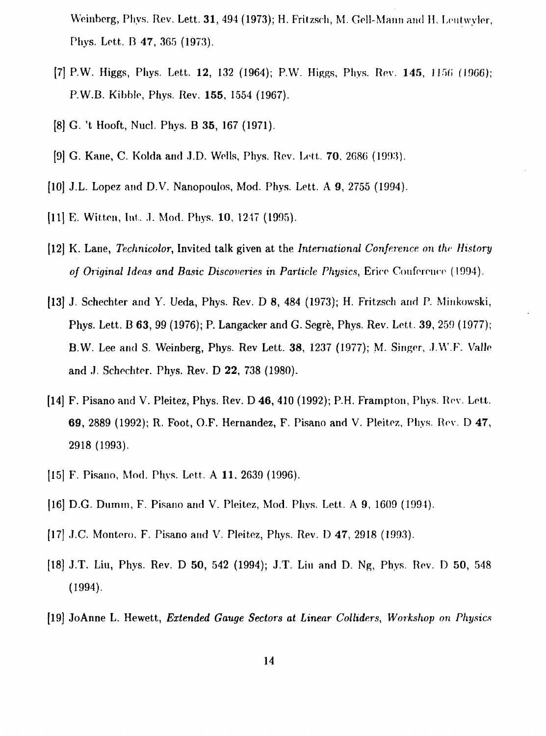Weinberg, Phys. Rev. Lett. **31**, 494 (1973); H. Fritzsch, M. Gell-Mann and H. Leutwyler, Phys. Lett. B **47**, 365 (1973).

[7] P.W. Higgs, Phys. Lett. **12**, 132 (1964); P.W. Higgs, Phys. Rev. **145**, 1156 (1966); P.W.B. Kibble, Phys. Rev. **155**, 1554 (1967).

[8] G. 't Hooft, Nucl. Phys. B **35**, 167 (1971).

[9] G. Kane, C. Kolda and J.D. Wells, Phys. Rev. Lett. **70**, 2686 (1993).

[10] J.L. Lopez and D.V. Nanopoulos, Mod. Phys. Lett. A **9**, 2755 (1994).

[11] E. Witten, Int. J. Mod. Phys. **10**, 1247 (1995).

[12] K. Lane, *Technicolor*, Invited talk given at the *International Conference on the History of Original Ideas and Basic Discoveries in Particle Physics*, Erice Conference (1994).

[13] J. Schechter and Y. Ueda, Phys. Rev. D **8**, 484 (1973); H. Fritzsch and P. Minkowski, Phys. Lett. B **63**, 99 (1976); P. Langacker and G. Segrè, Phys. Rev. Lett. **39**, 259 (1977); B.W. Lee and S. Weinberg, Phys. Rev Lett. **38**, 1237 (1977); M. Singer, J.W.F. Valle and J. Schechter. Phys. Rev. D **22**, 738 (1980).

[14] F. Pisano and V. Pleitez, Phys. Rev. D **46**, 410 (1992); P.H. Frampton, Phys. Rev. Lett. **69**, 2889 (1992); R. Foot, O.F. Hernandez, F. Pisano and V. Pleitez, Phys. Rev. D **47**, 2918 (1993).

[15] F. Pisano, Mod. Phys. Lett. A **11**, 2639 (1996).

[16] D.G. Dumm, F. Pisano and V. Pleitez, Mod. Phys. Lett. A **9**, 1609 (1994).

[17] J.C. Montero, F. Pisano and V. Pleitez, Phys. Rev. D **47**, 2918 (1993).

[18] J.T. Liu, Phys. Rev. D **50**, 542 (1994); J.T. Liu and D. Ng, Phys. Rev. D **50**, 548 (1994).

[19] JoAnne L. Hewett, *Extended Gauge Sectors at Linear Colliders*, *Workshop on Physics*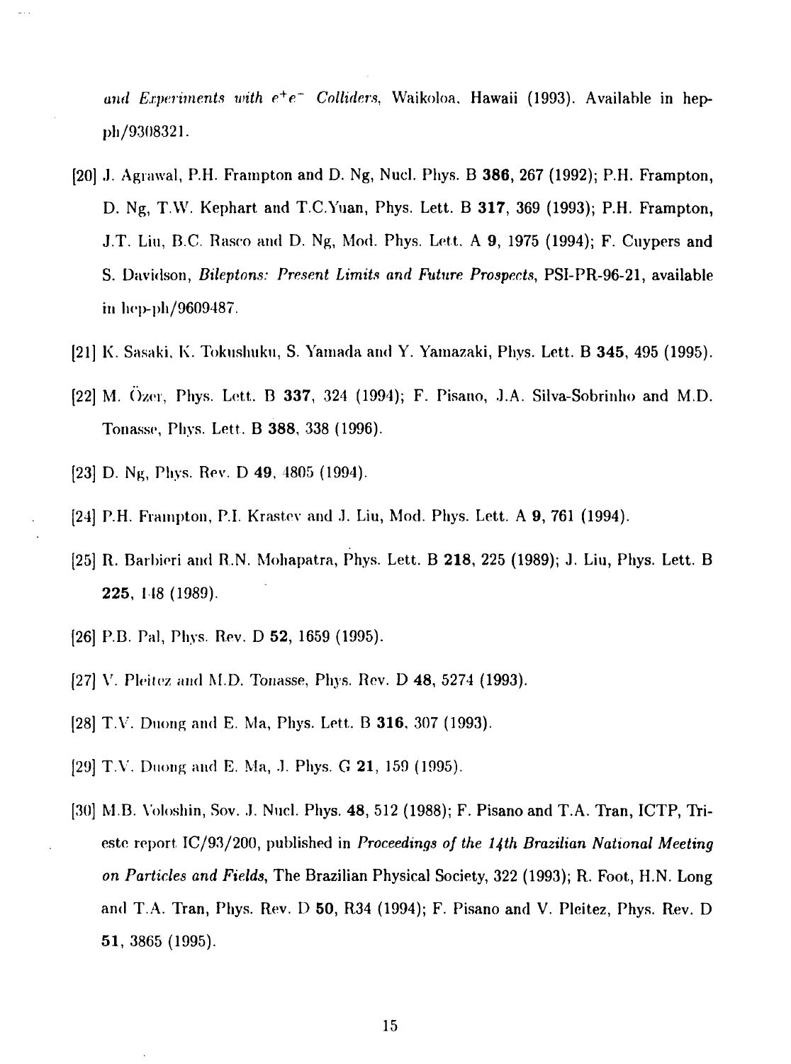*and Experiments with $e^+e^-$ Colliders*, Waikoloa, Hawaii (1993). Available in hep-ph/9308321.

[20] J. Agrawal, P.H. Frampton and D. Ng, Nucl. Phys. B **386**, 267 (1992); P.H. Frampton, D. Ng, T.W. Kephart and T.C.Yuan, Phys. Lett. B **317**, 369 (1993); P.H. Frampton, J.T. Liu, B.C. Rasco and D. Ng, Mod. Phys. Lett. A **9**, 1975 (1994); F. Cuypers and S. Davidson, *Bileptons: Present Limits and Future Prospects*, PSI-PR-96-21, available in hep-ph/9609487.

[21] K. Sasaki, K. Tokushuku, S. Yamada and Y. Yamazaki, Phys. Lett. B **345**, 495 (1995).

[22] M. Özer, Phys. Lett. B **337**, 324 (1994); F. Pisano, J.A. Silva-Sobrinho and M.D. Tonasse, Phys. Lett. B **388**, 338 (1996).

[23] D. Ng, Phys. Rev. D **49**, 4805 (1994).

[24] P.H. Frampton, P.I. Krastev and J. Liu, Mod. Phys. Lett. A **9**, 761 (1994).

[25] R. Barbieri and R.N. Mohapatra, Phys. Lett. B **218**, 225 (1989); J. Liu, Phys. Lett. B **225**, 148 (1989).

[26] P.B. Pal, Phys. Rev. D **52**, 1659 (1995).

[27] V. Pleitez and M.D. Tonasse, Phys. Rev. D **48**, 5274 (1993).

[28] T.V. Duong and E. Ma, Phys. Lett. B **316**, 307 (1993).

[29] T.V. Duong and E. Ma, J. Phys. G **21**, 159 (1995).

[30] M.B. Voloshin, Sov. J. Nucl. Phys. **48**, 512 (1988); F. Pisano and T.A. Tran, ICTP, Trieste report IC/93/200, published in *Proceedings of the 14th Brazilian National Meeting on Particles and Fields*, The Brazilian Physical Society, 322 (1993); R. Foot, H.N. Long and T.A. Tran, Phys. Rev. D **50**, R34 (1994); F. Pisano and V. Pleitez, Phys. Rev. D **51**, 3865 (1995).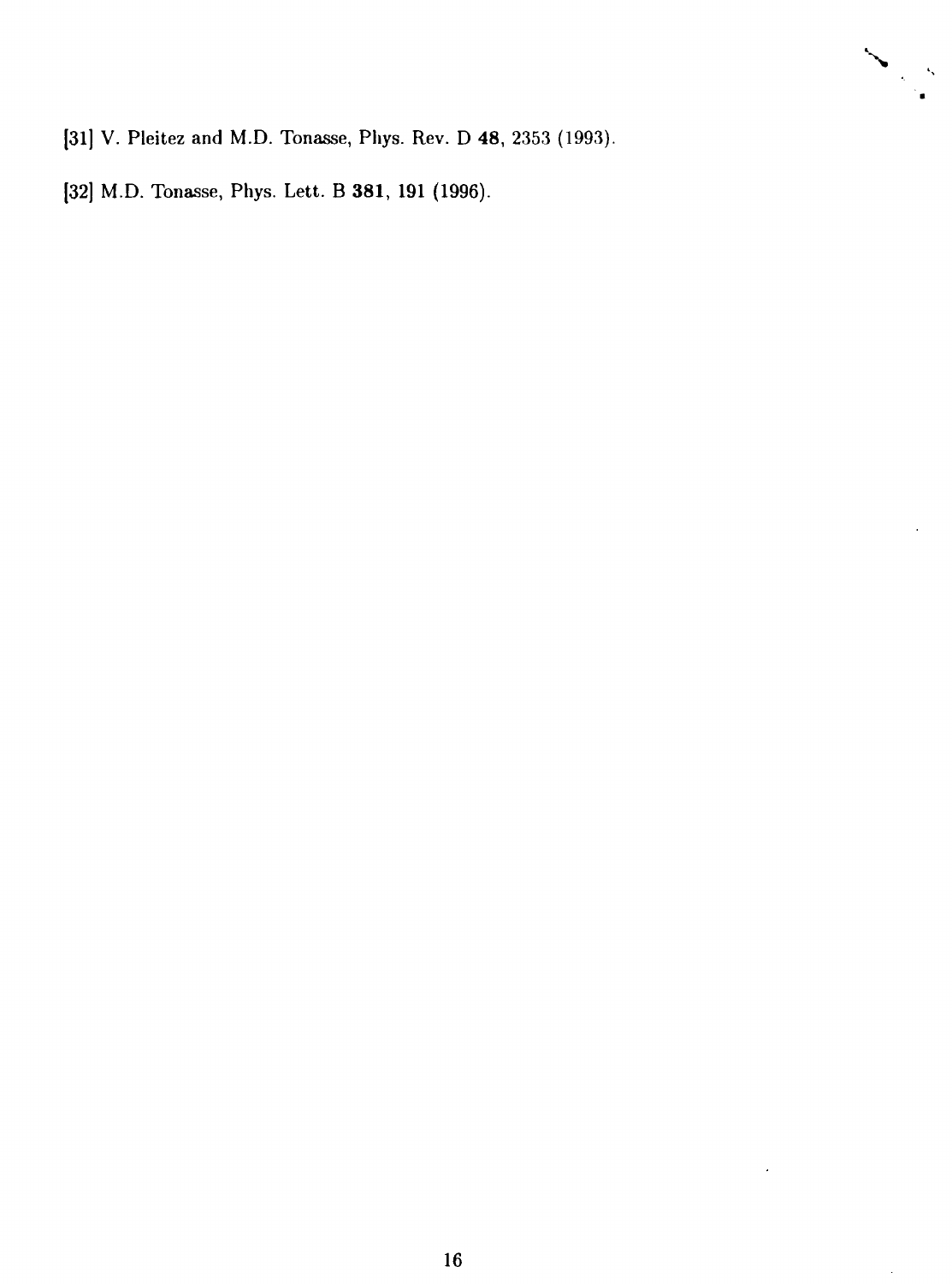[31] V. Pleitez and M.D. Tonasse, Phys. Rev. D **48**, 2353 (1993).

[32] M.D. Tonasse, Phys. Lett. B **381**, 191 (1996).